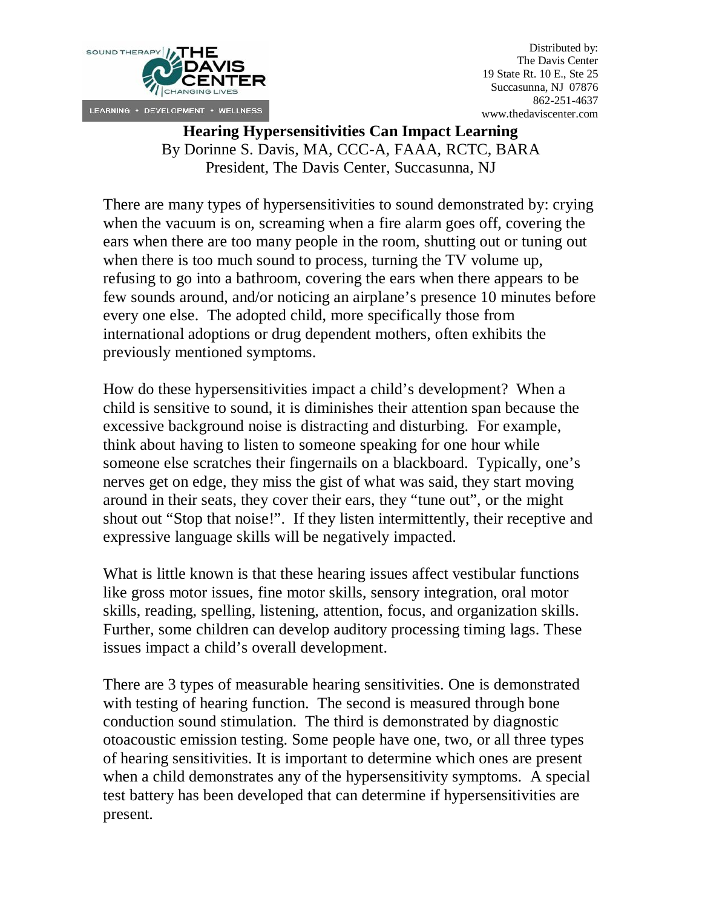Distributed by:
The Davis Center
19 State Rt. 10 E., Ste 25
Succasunna, NJ 07876
862-251-4637
www.thedaviscenter.com

# Hearing Hypersensitivities Can Impact Learning

By Dorinne S. Davis, MA, CCC-A, FAAA, RCTC, BARA
President, The Davis Center, Succasunna, NJ

There are many types of hypersensitivities to sound demonstrated by: crying when the vacuum is on, screaming when a fire alarm goes off, covering the ears when there are too many people in the room, shutting out or tuning out when there is too much sound to process, turning the TV volume up, refusing to go into a bathroom, covering the ears when there appears to be few sounds around, and/or noticing an airplane's presence 10 minutes before every one else. The adopted child, more specifically those from international adoptions or drug dependent mothers, often exhibits the previously mentioned symptoms.

How do these hypersensitivities impact a child's development? When a child is sensitive to sound, it is diminishes their attention span because the excessive background noise is distracting and disturbing. For example, think about having to listen to someone speaking for one hour while someone else scratches their fingernails on a blackboard. Typically, one's nerves get on edge, they miss the gist of what was said, they start moving around in their seats, they cover their ears, they "tune out", or the might shout out "Stop that noise!". If they listen intermittently, their receptive and expressive language skills will be negatively impacted.

What is little known is that these hearing issues affect vestibular functions like gross motor issues, fine motor skills, sensory integration, oral motor skills, reading, spelling, listening, attention, focus, and organization skills. Further, some children can develop auditory processing timing lags. These issues impact a child's overall development.

There are 3 types of measurable hearing sensitivities. One is demonstrated with testing of hearing function. The second is measured through bone conduction sound stimulation. The third is demonstrated by diagnostic otoacoustic emission testing. Some people have one, two, or all three types of hearing sensitivities. It is important to determine which ones are present when a child demonstrates any of the hypersensitivity symptoms. A special test battery has been developed that can determine if hypersensitivities are present.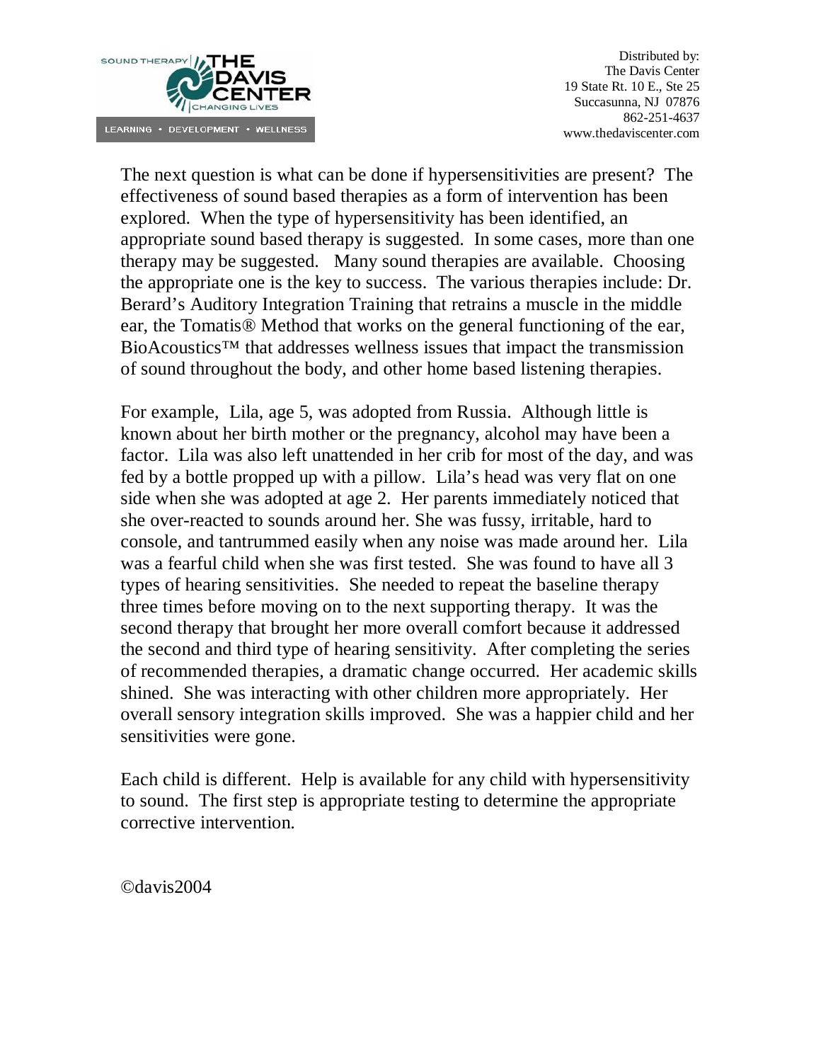The next question is what can be done if hypersensitivities are present? The effectiveness of sound based therapies as a form of intervention has been explored. When the type of hypersensitivity has been identified, an appropriate sound based therapy is suggested. In some cases, more than one therapy may be suggested. Many sound therapies are available. Choosing the appropriate one is the key to success. The various therapies include: Dr. Berard's Auditory Integration Training that retrains a muscle in the middle ear, the Tomatis® Method that works on the general functioning of the ear, BioAcoustics™ that addresses wellness issues that impact the transmission of sound throughout the body, and other home based listening therapies.

For example, Lila, age 5, was adopted from Russia. Although little is known about her birth mother or the pregnancy, alcohol may have been a factor. Lila was also left unattended in her crib for most of the day, and was fed by a bottle propped up with a pillow. Lila's head was very flat on one side when she was adopted at age 2. Her parents immediately noticed that she over-reacted to sounds around her. She was fussy, irritable, hard to console, and tantrummed easily when any noise was made around her. Lila was a fearful child when she was first tested. She was found to have all 3 types of hearing sensitivities. She needed to repeat the baseline therapy three times before moving on to the next supporting therapy. It was the second therapy that brought her more overall comfort because it addressed the second and third type of hearing sensitivity. After completing the series of recommended therapies, a dramatic change occurred. Her academic skills shined. She was interacting with other children more appropriately. Her overall sensory integration skills improved. She was a happier child and her sensitivities were gone.

Each child is different. Help is available for any child with hypersensitivity to sound. The first step is appropriate testing to determine the appropriate corrective intervention.

©davis2004